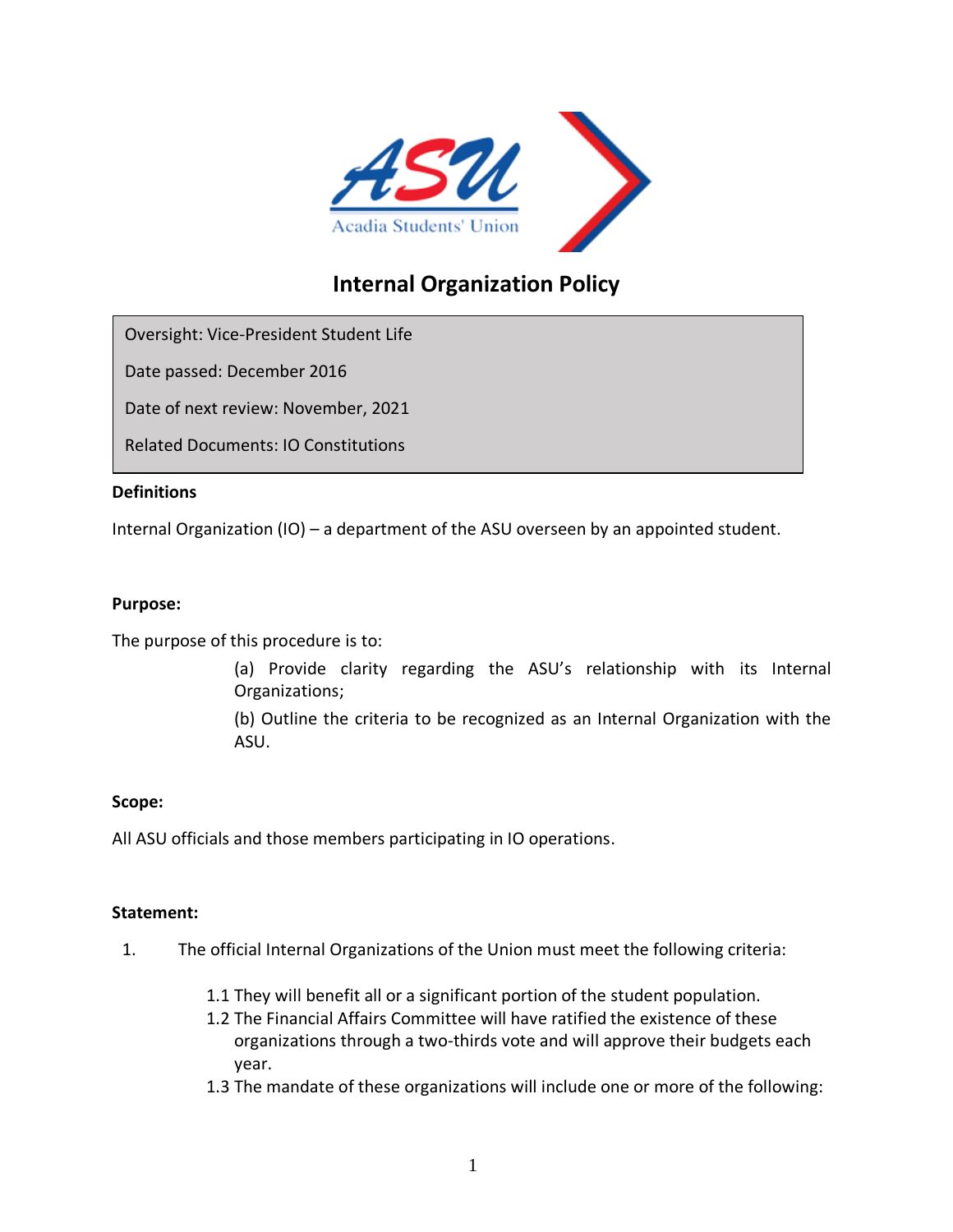# Internal Organization Policy

| |
|---|
| Oversight: Vice-President Student Life |
| Date passed: December 2016 |
| Date of next review: November, 2021 |
| Related Documents: IO Constitutions |

**Definitions**

Internal Organization (IO) – a department of the ASU overseen by an appointed student.

**Purpose:**

The purpose of this procedure is to:

(a) Provide clarity regarding the ASU's relationship with its Internal Organizations;

(b) Outline the criteria to be recognized as an Internal Organization with the ASU.

**Scope:**

All ASU officials and those members participating in IO operations.

**Statement:**

1. The official Internal Organizations of the Union must meet the following criteria:

    1.1 They will benefit all or a significant portion of the student population.

    1.2 The Financial Affairs Committee will have ratified the existence of these organizations through a two-thirds vote and will approve their budgets each year.

    1.3 The mandate of these organizations will include one or more of the following: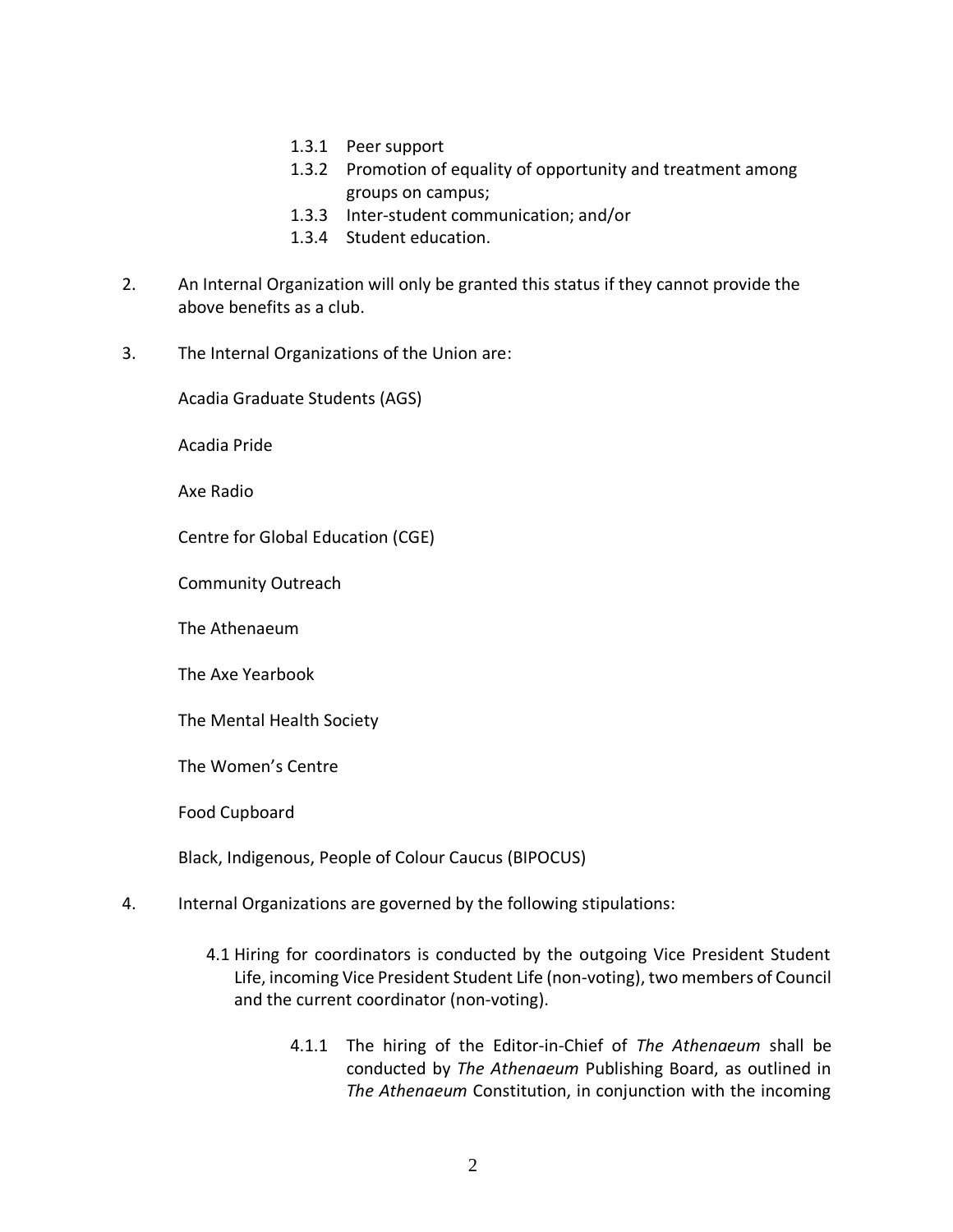1.3.1 Peer support
1.3.2 Promotion of equality of opportunity and treatment among groups on campus;
1.3.3 Inter-student communication; and/or
1.3.4 Student education.

2. An Internal Organization will only be granted this status if they cannot provide the above benefits as a club.

3. The Internal Organizations of the Union are:

Acadia Graduate Students (AGS)

Acadia Pride

Axe Radio

Centre for Global Education (CGE)

Community Outreach

The Athenaeum

The Axe Yearbook

The Mental Health Society

The Women's Centre

Food Cupboard

Black, Indigenous, People of Colour Caucus (BIPOCUS)

4. Internal Organizations are governed by the following stipulations:

4.1 Hiring for coordinators is conducted by the outgoing Vice President Student Life, incoming Vice President Student Life (non-voting), two members of Council and the current coordinator (non-voting).

4.1.1 The hiring of the Editor-in-Chief of *The Athenaeum* shall be conducted by *The Athenaeum* Publishing Board, as outlined in *The Athenaeum* Constitution, in conjunction with the incoming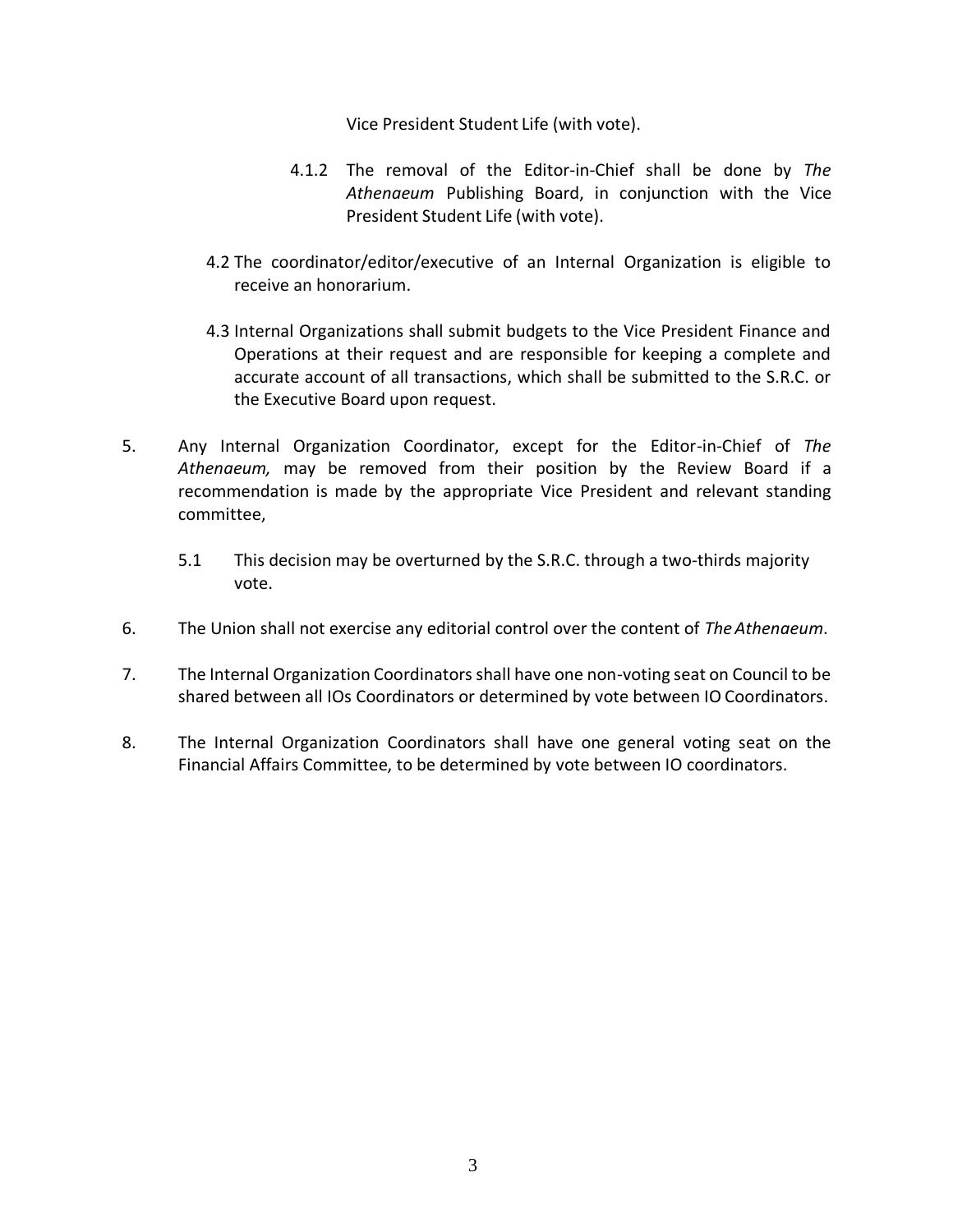Vice President Student Life (with vote).

4.1.2 The removal of the Editor-in-Chief shall be done by *The Athenaeum* Publishing Board, in conjunction with the Vice President Student Life (with vote).

4.2 The coordinator/editor/executive of an Internal Organization is eligible to receive an honorarium.

4.3 Internal Organizations shall submit budgets to the Vice President Finance and Operations at their request and are responsible for keeping a complete and accurate account of all transactions, which shall be submitted to the S.R.C. or the Executive Board upon request.

5. Any Internal Organization Coordinator, except for the Editor-in-Chief of *The Athenaeum,* may be removed from their position by the Review Board if a recommendation is made by the appropriate Vice President and relevant standing committee,

5.1 This decision may be overturned by the S.R.C. through a two-thirds majority vote.

6. The Union shall not exercise any editorial control over the content of *The Athenaeum*.

7. The Internal Organization Coordinators shall have one non-voting seat on Council to be shared between all IOs Coordinators or determined by vote between IO Coordinators.

8. The Internal Organization Coordinators shall have one general voting seat on the Financial Affairs Committee, to be determined by vote between IO coordinators.